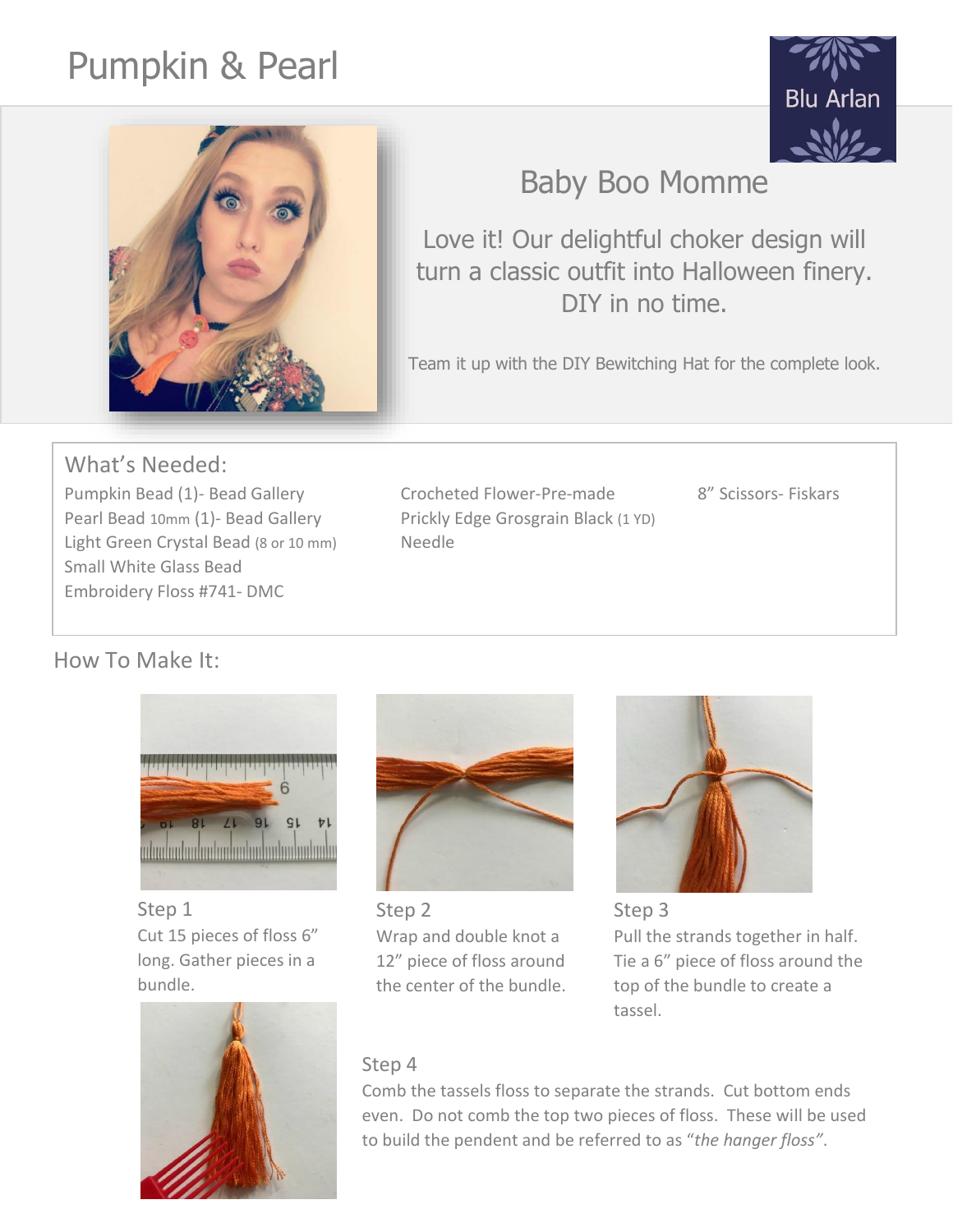# Pumpkin & Pearl

Blu Arlan

## Baby Boo Momme

Love it! Our delightful choker design will turn a classic outfit into Halloween finery. DIY in no time.

Team it up with the DIY Bewitching Hat for the complete look.

## What's Needed:

Pumpkin Bead (1)- Bead Gallery
Pearl Bead 10mm (1)- Bead Gallery
Light Green Crystal Bead (8 or 10 mm)
Small White Glass Bead
Embroidery Floss #741- DMC
Crocheted Flower-Pre-made
Prickly Edge Grosgrain Black (1 YD)
Needle
8" Scissors- Fiskars

## How To Make It:

### Step 1

Cut 15 pieces of floss 6" long. Gather pieces in a bundle.

### Step 2

Wrap and double knot a 12" piece of floss around the center of the bundle.

### Step 3

Pull the strands together in half. Tie a 6" piece of floss around the top of the bundle to create a tassel.

### Step 4

Comb the tassels floss to separate the strands. Cut bottom ends even. Do not comb the top two pieces of floss. These will be used to build the pendent and be referred to as "*the hanger floss*".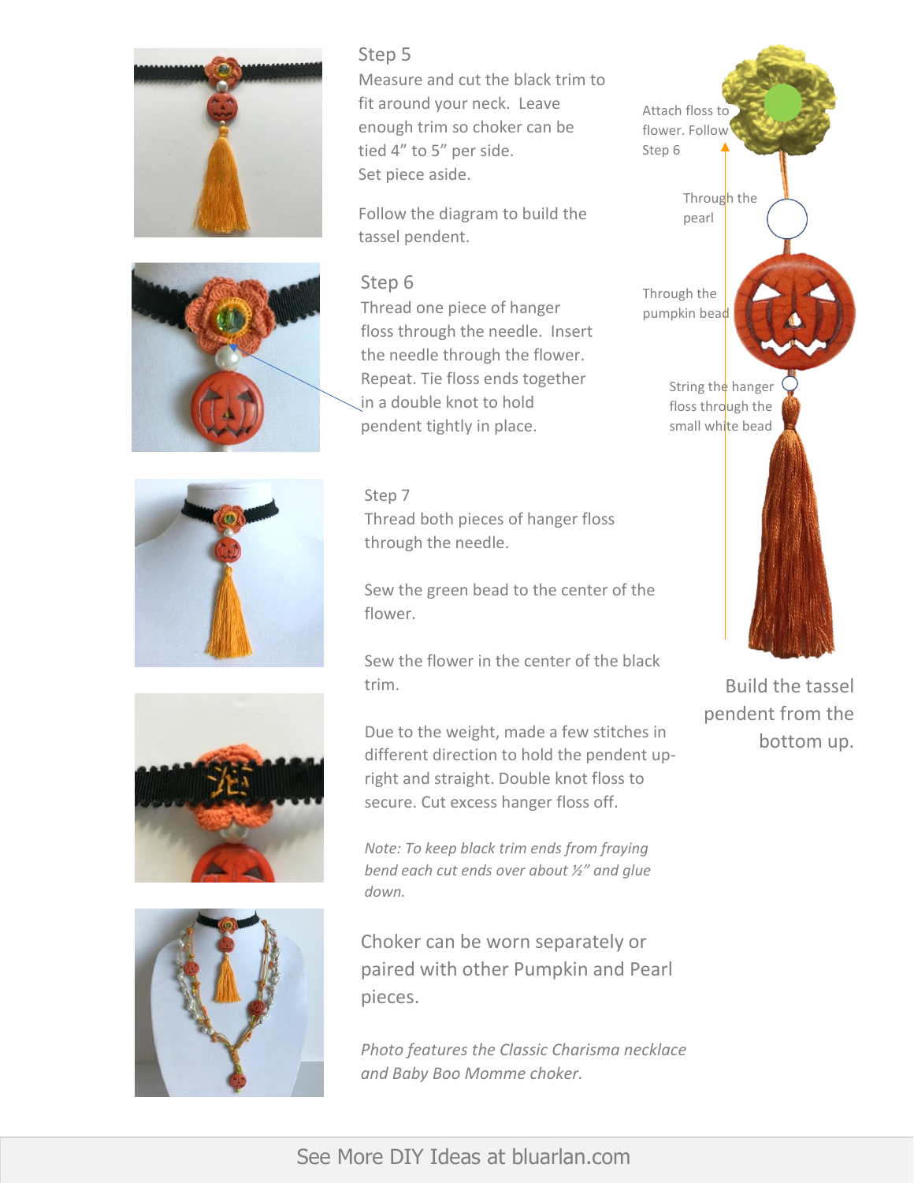## Step 5

Measure and cut the black trim to fit around your neck. Leave enough trim so choker can be tied 4" to 5" per side.
Set piece aside.

Follow the diagram to build the tassel pendent.

## Step 6

Thread one piece of hanger floss through the needle. Insert the needle through the flower. Repeat. Tie floss ends together in a double knot to hold pendent tightly in place.

## Step 7

Thread both pieces of hanger floss through the needle.

Sew the green bead to the center of the flower.

Sew the flower in the center of the black trim.

Due to the weight, made a few stitches in different direction to hold the pendent up-right and straight. Double knot floss to secure. Cut excess hanger floss off.

*Note: To keep black trim ends from fraying bend each cut ends over about ½" and glue down.*

Choker can be worn separately or paired with other Pumpkin and Pearl pieces.

*Photo features the Classic Charisma necklace and Baby Boo Momme choker.*

Attach floss to flower. Follow Step 6

Through the pearl

Through the pumpkin bead

String the hanger floss through the small white bead

Build the tassel pendent from the bottom up.

See More DIY Ideas at bluarlan.com